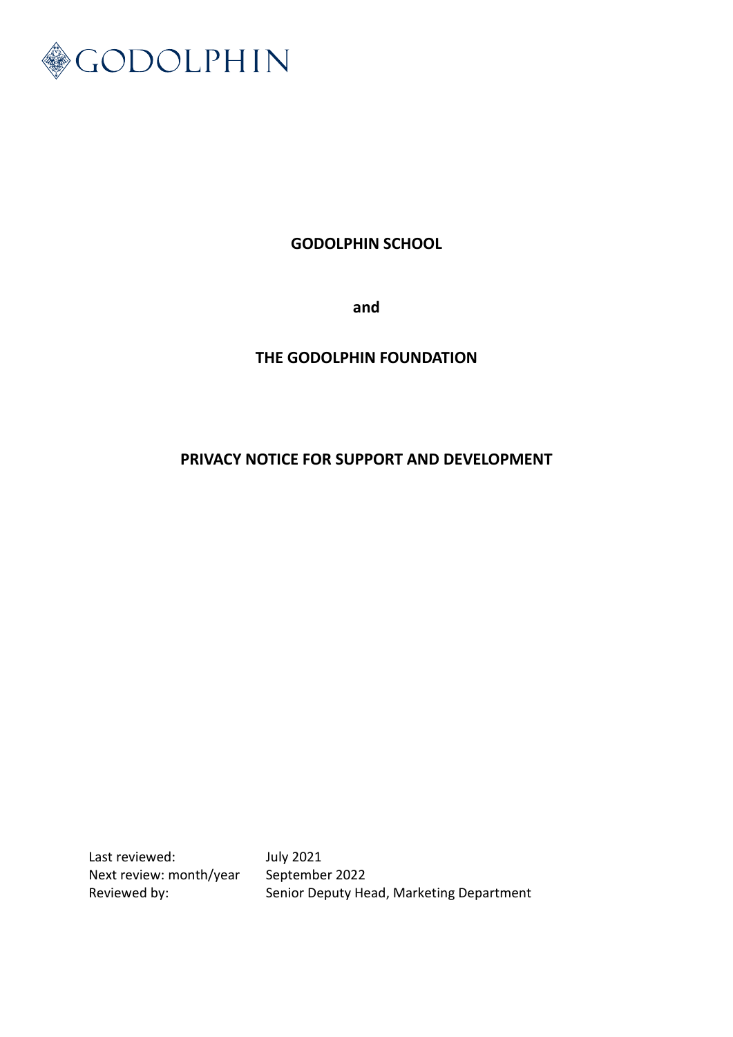GODOLPHIN

**GODOLPHIN SCHOOL**

**and**

**THE GODOLPHIN FOUNDATION**

**PRIVACY NOTICE FOR SUPPORT AND DEVELOPMENT**

| | |
|---|---|
| Last reviewed: | July 2021 |
| Next review: month/year | September 2022 |
| Reviewed by: | Senior Deputy Head, Marketing Department |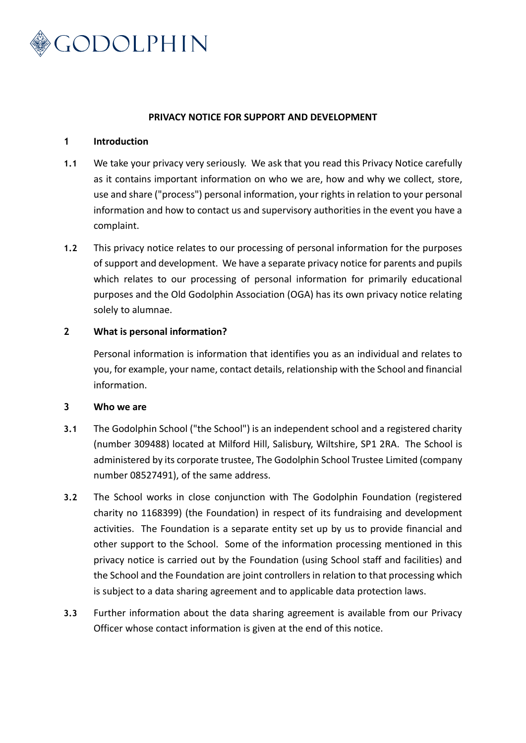GODOLPHIN

**PRIVACY NOTICE FOR SUPPORT AND DEVELOPMENT**

## 1 Introduction

**1.1** We take your privacy very seriously. We ask that you read this Privacy Notice carefully as it contains important information on who we are, how and why we collect, store, use and share ("process") personal information, your rights in relation to your personal information and how to contact us and supervisory authorities in the event you have a complaint.

**1.2** This privacy notice relates to our processing of personal information for the purposes of support and development. We have a separate privacy notice for parents and pupils which relates to our processing of personal information for primarily educational purposes and the Old Godolphin Association (OGA) has its own privacy notice relating solely to alumnae.

## 2 What is personal information?

Personal information is information that identifies you as an individual and relates to you, for example, your name, contact details, relationship with the School and financial information.

## 3 Who we are

**3.1** The Godolphin School ("the School") is an independent school and a registered charity (number 309488) located at Milford Hill, Salisbury, Wiltshire, SP1 2RA. The School is administered by its corporate trustee, The Godolphin School Trustee Limited (company number 08527491), of the same address.

**3.2** The School works in close conjunction with The Godolphin Foundation (registered charity no 1168399) (the Foundation) in respect of its fundraising and development activities. The Foundation is a separate entity set up by us to provide financial and other support to the School. Some of the information processing mentioned in this privacy notice is carried out by the Foundation (using School staff and facilities) and the School and the Foundation are joint controllers in relation to that processing which is subject to a data sharing agreement and to applicable data protection laws.

**3.3** Further information about the data sharing agreement is available from our Privacy Officer whose contact information is given at the end of this notice.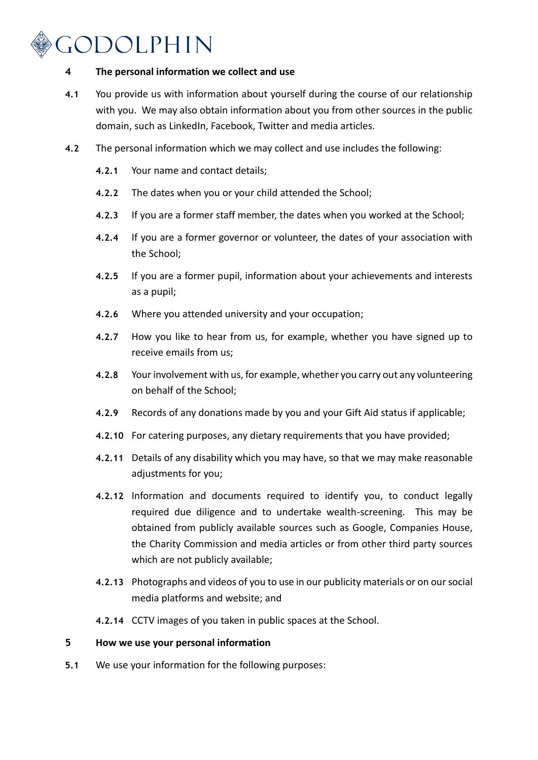## 4 The personal information we collect and use

**4.1** You provide us with information about yourself during the course of our relationship with you. We may also obtain information about you from other sources in the public domain, such as LinkedIn, Facebook, Twitter and media articles.

**4.2** The personal information which we may collect and use includes the following:

**4.2.1** Your name and contact details;

**4.2.2** The dates when you or your child attended the School;

**4.2.3** If you are a former staff member, the dates when you worked at the School;

**4.2.4** If you are a former governor or volunteer, the dates of your association with the School;

**4.2.5** If you are a former pupil, information about your achievements and interests as a pupil;

**4.2.6** Where you attended university and your occupation;

**4.2.7** How you like to hear from us, for example, whether you have signed up to receive emails from us;

**4.2.8** Your involvement with us, for example, whether you carry out any volunteering on behalf of the School;

**4.2.9** Records of any donations made by you and your Gift Aid status if applicable;

**4.2.10** For catering purposes, any dietary requirements that you have provided;

**4.2.11** Details of any disability which you may have, so that we may make reasonable adjustments for you;

**4.2.12** Information and documents required to identify you, to conduct legally required due diligence and to undertake wealth-screening. This may be obtained from publicly available sources such as Google, Companies House, the Charity Commission and media articles or from other third party sources which are not publicly available;

**4.2.13** Photographs and videos of you to use in our publicity materials or on our social media platforms and website; and

**4.2.14** CCTV images of you taken in public spaces at the School.

## 5 How we use your personal information

**5.1** We use your information for the following purposes: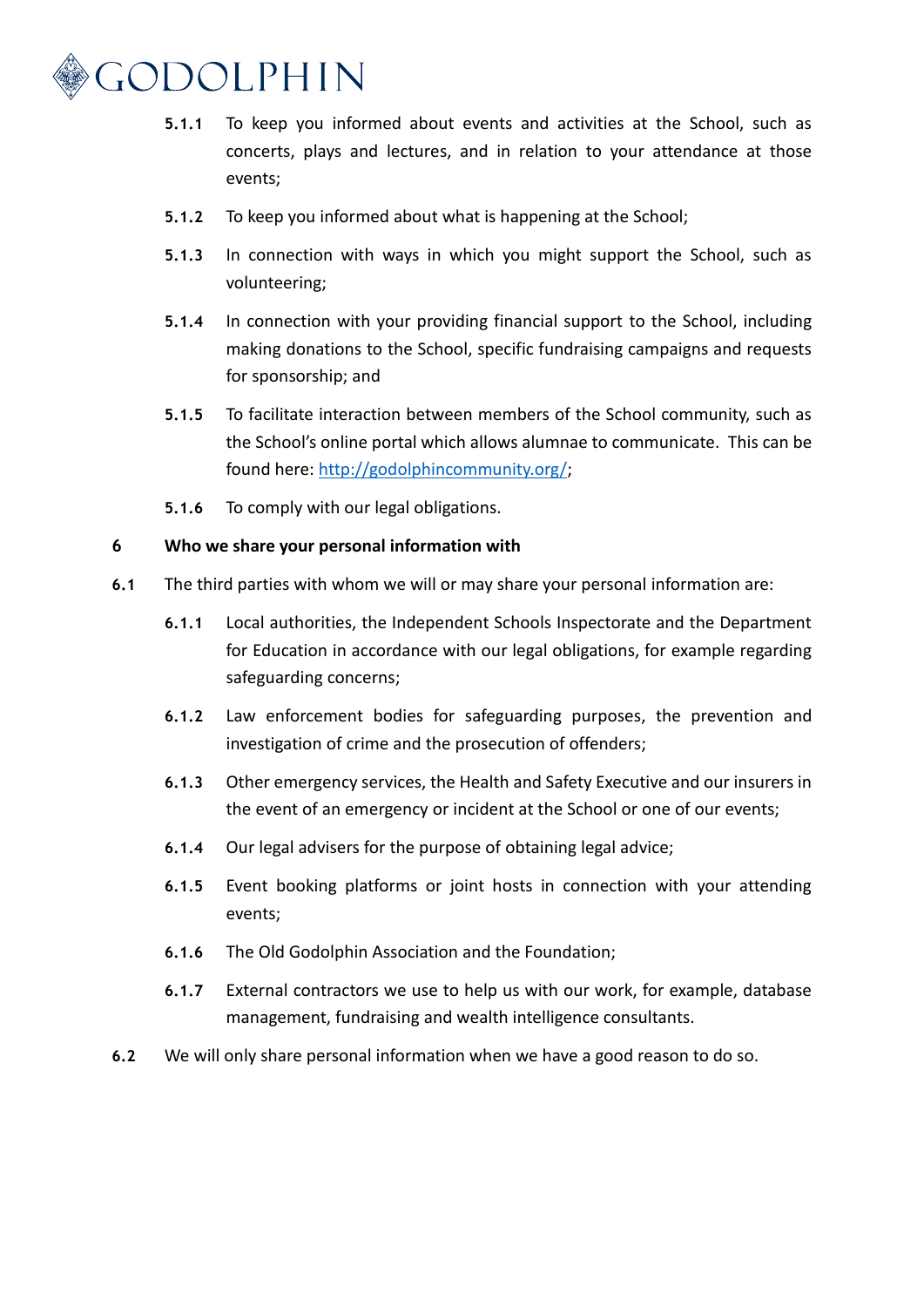**5.1.1** To keep you informed about events and activities at the School, such as concerts, plays and lectures, and in relation to your attendance at those events;

**5.1.2** To keep you informed about what is happening at the School;

**5.1.3** In connection with ways in which you might support the School, such as volunteering;

**5.1.4** In connection with your providing financial support to the School, including making donations to the School, specific fundraising campaigns and requests for sponsorship; and

**5.1.5** To facilitate interaction between members of the School community, such as the School's online portal which allows alumnae to communicate. This can be found here: [http://godolphincommunity.org/](http://godolphincommunity.org/);

**5.1.6** To comply with our legal obligations.

## 6 Who we share your personal information with

**6.1** The third parties with whom we will or may share your personal information are:

**6.1.1** Local authorities, the Independent Schools Inspectorate and the Department for Education in accordance with our legal obligations, for example regarding safeguarding concerns;

**6.1.2** Law enforcement bodies for safeguarding purposes, the prevention and investigation of crime and the prosecution of offenders;

**6.1.3** Other emergency services, the Health and Safety Executive and our insurers in the event of an emergency or incident at the School or one of our events;

**6.1.4** Our legal advisers for the purpose of obtaining legal advice;

**6.1.5** Event booking platforms or joint hosts in connection with your attending events;

**6.1.6** The Old Godolphin Association and the Foundation;

**6.1.7** External contractors we use to help us with our work, for example, database management, fundraising and wealth intelligence consultants.

**6.2** We will only share personal information when we have a good reason to do so.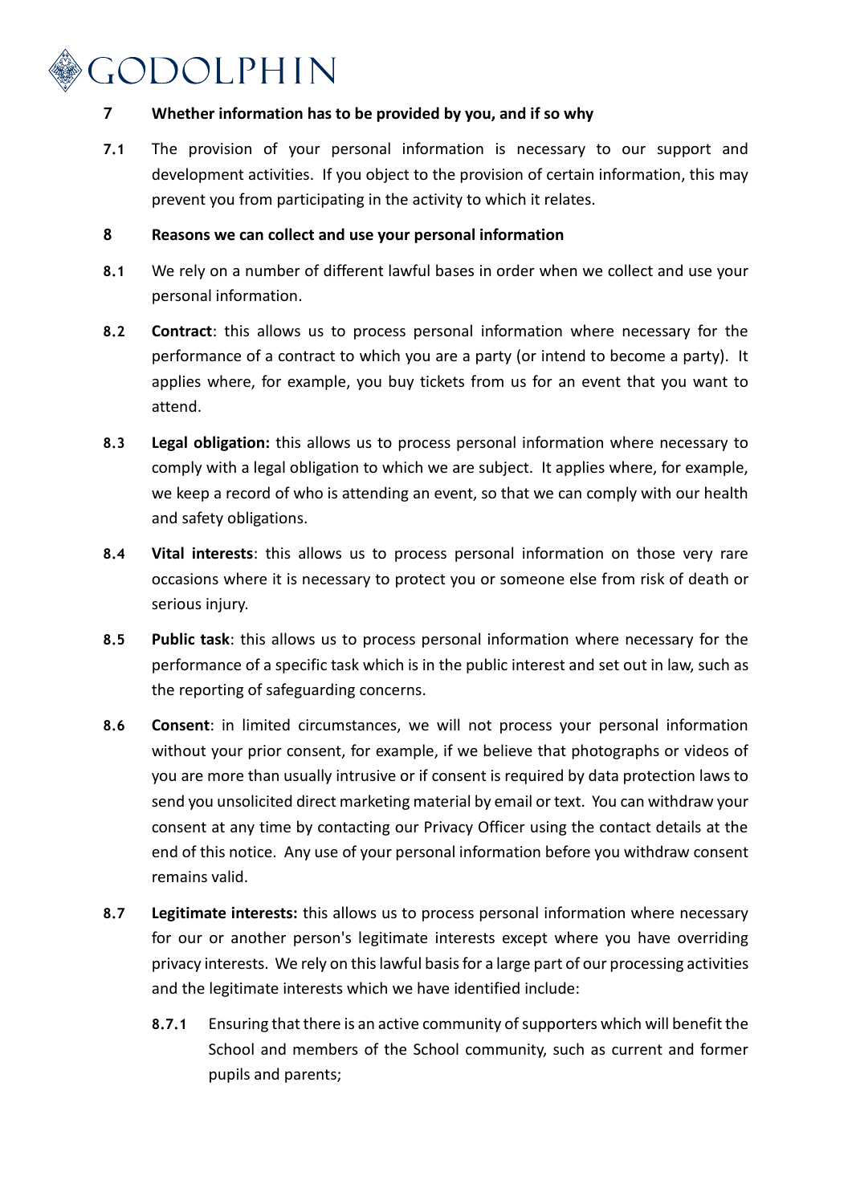## 7 Whether information has to be provided by you, and if so why

**7.1** The provision of your personal information is necessary to our support and development activities. If you object to the provision of certain information, this may prevent you from participating in the activity to which it relates.

## 8 Reasons we can collect and use your personal information

**8.1** We rely on a number of different lawful bases in order when we collect and use your personal information.

**8.2** **Contract**: this allows us to process personal information where necessary for the performance of a contract to which you are a party (or intend to become a party). It applies where, for example, you buy tickets from us for an event that you want to attend.

**8.3** **Legal obligation:** this allows us to process personal information where necessary to comply with a legal obligation to which we are subject. It applies where, for example, we keep a record of who is attending an event, so that we can comply with our health and safety obligations.

**8.4** **Vital interests**: this allows us to process personal information on those very rare occasions where it is necessary to protect you or someone else from risk of death or serious injury.

**8.5** **Public task**: this allows us to process personal information where necessary for the performance of a specific task which is in the public interest and set out in law, such as the reporting of safeguarding concerns.

**8.6** **Consent**: in limited circumstances, we will not process your personal information without your prior consent, for example, if we believe that photographs or videos of you are more than usually intrusive or if consent is required by data protection laws to send you unsolicited direct marketing material by email or text. You can withdraw your consent at any time by contacting our Privacy Officer using the contact details at the end of this notice. Any use of your personal information before you withdraw consent remains valid.

**8.7** **Legitimate interests:** this allows us to process personal information where necessary for our or another person's legitimate interests except where you have overriding privacy interests. We rely on this lawful basis for a large part of our processing activities and the legitimate interests which we have identified include:

**8.7.1** Ensuring that there is an active community of supporters which will benefit the School and members of the School community, such as current and former pupils and parents;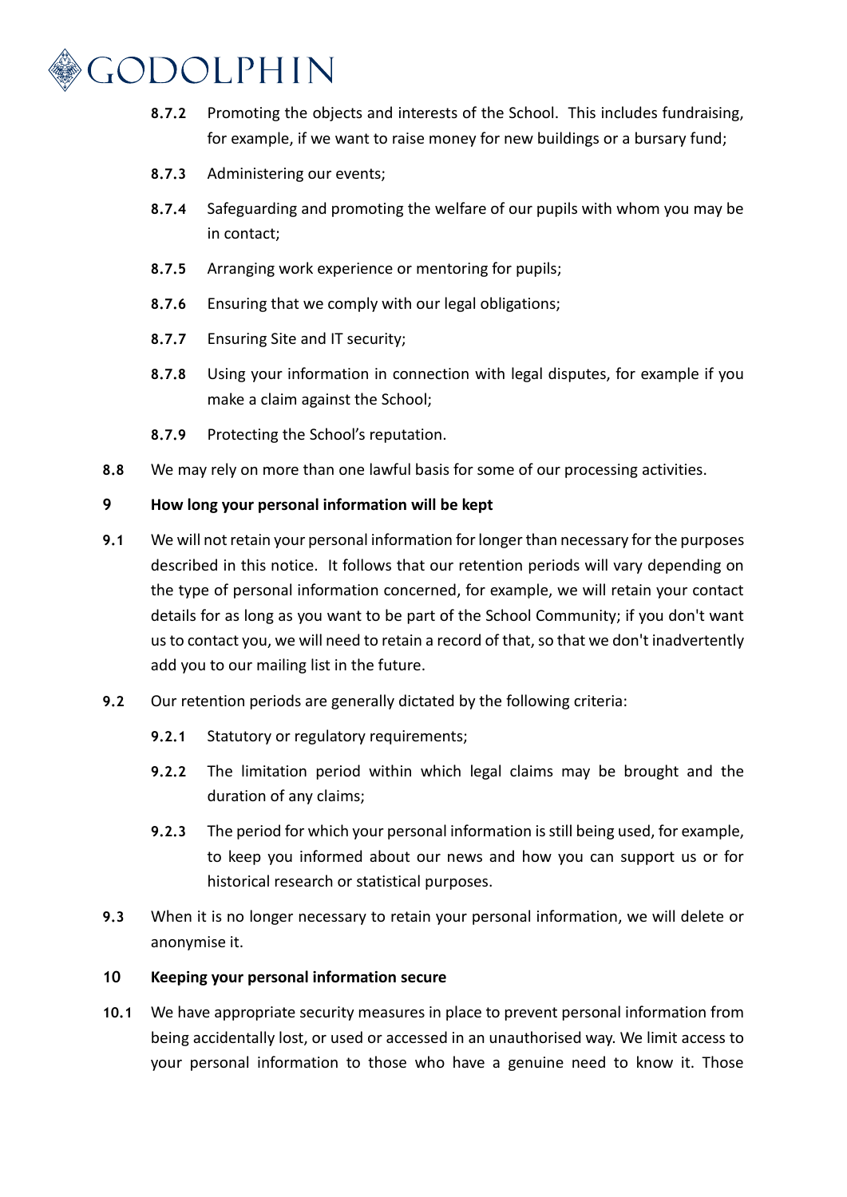**8.7.2** Promoting the objects and interests of the School. This includes fundraising, for example, if we want to raise money for new buildings or a bursary fund;

**8.7.3** Administering our events;

**8.7.4** Safeguarding and promoting the welfare of our pupils with whom you may be in contact;

**8.7.5** Arranging work experience or mentoring for pupils;

**8.7.6** Ensuring that we comply with our legal obligations;

**8.7.7** Ensuring Site and IT security;

**8.7.8** Using your information in connection with legal disputes, for example if you make a claim against the School;

**8.7.9** Protecting the School's reputation.

**8.8** We may rely on more than one lawful basis for some of our processing activities.

## 9 How long your personal information will be kept

**9.1** We will not retain your personal information for longer than necessary for the purposes described in this notice. It follows that our retention periods will vary depending on the type of personal information concerned, for example, we will retain your contact details for as long as you want to be part of the School Community; if you don't want us to contact you, we will need to retain a record of that, so that we don't inadvertently add you to our mailing list in the future.

**9.2** Our retention periods are generally dictated by the following criteria:

**9.2.1** Statutory or regulatory requirements;

**9.2.2** The limitation period within which legal claims may be brought and the duration of any claims;

**9.2.3** The period for which your personal information is still being used, for example, to keep you informed about our news and how you can support us or for historical research or statistical purposes.

**9.3** When it is no longer necessary to retain your personal information, we will delete or anonymise it.

## 10 Keeping your personal information secure

**10.1** We have appropriate security measures in place to prevent personal information from being accidentally lost, or used or accessed in an unauthorised way. We limit access to your personal information to those who have a genuine need to know it. Those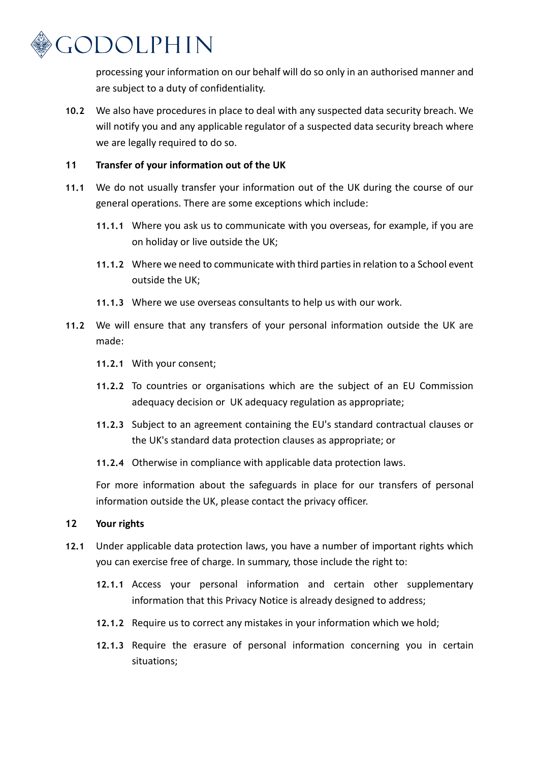processing your information on our behalf will do so only in an authorised manner and are subject to a duty of confidentiality.

**10.2** We also have procedures in place to deal with any suspected data security breach. We will notify you and any applicable regulator of a suspected data security breach where we are legally required to do so.

## 11 Transfer of your information out of the UK

**11.1** We do not usually transfer your information out of the UK during the course of our general operations. There are some exceptions which include:

- **11.1.1** Where you ask us to communicate with you overseas, for example, if you are on holiday or live outside the UK;
- **11.1.2** Where we need to communicate with third parties in relation to a School event outside the UK;
- **11.1.3** Where we use overseas consultants to help us with our work.

**11.2** We will ensure that any transfers of your personal information outside the UK are made:

- **11.2.1** With your consent;
- **11.2.2** To countries or organisations which are the subject of an EU Commission adequacy decision or UK adequacy regulation as appropriate;
- **11.2.3** Subject to an agreement containing the EU's standard contractual clauses or the UK's standard data protection clauses as appropriate; or
- **11.2.4** Otherwise in compliance with applicable data protection laws.

For more information about the safeguards in place for our transfers of personal information outside the UK, please contact the privacy officer.

## 12 Your rights

**12.1** Under applicable data protection laws, you have a number of important rights which you can exercise free of charge. In summary, those include the right to:

- **12.1.1** Access your personal information and certain other supplementary information that this Privacy Notice is already designed to address;
- **12.1.2** Require us to correct any mistakes in your information which we hold;
- **12.1.3** Require the erasure of personal information concerning you in certain situations;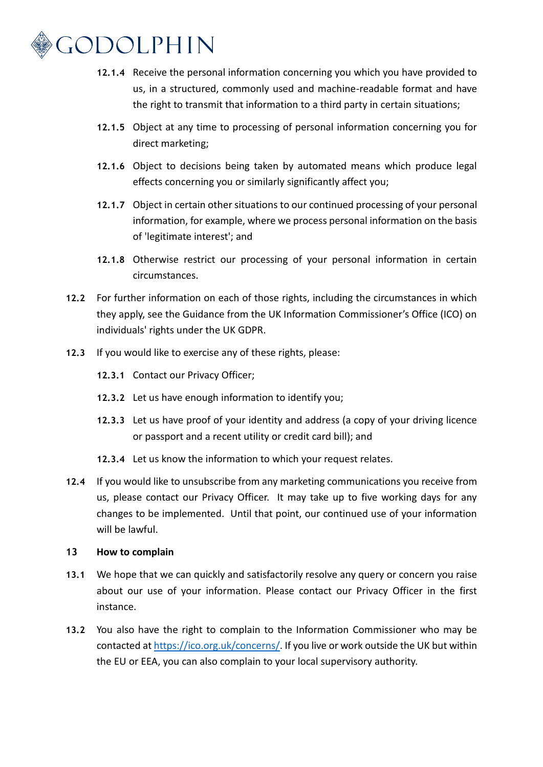**12.1.4** Receive the personal information concerning you which you have provided to us, in a structured, commonly used and machine-readable format and have the right to transmit that information to a third party in certain situations;

**12.1.5** Object at any time to processing of personal information concerning you for direct marketing;

**12.1.6** Object to decisions being taken by automated means which produce legal effects concerning you or similarly significantly affect you;

**12.1.7** Object in certain other situations to our continued processing of your personal information, for example, where we process personal information on the basis of 'legitimate interest'; and

**12.1.8** Otherwise restrict our processing of your personal information in certain circumstances.

**12.2** For further information on each of those rights, including the circumstances in which they apply, see the Guidance from the UK Information Commissioner's Office (ICO) on individuals' rights under the UK GDPR.

**12.3** If you would like to exercise any of these rights, please:

**12.3.1** Contact our Privacy Officer;

**12.3.2** Let us have enough information to identify you;

**12.3.3** Let us have proof of your identity and address (a copy of your driving licence or passport and a recent utility or credit card bill); and

**12.3.4** Let us know the information to which your request relates.

**12.4** If you would like to unsubscribe from any marketing communications you receive from us, please contact our Privacy Officer. It may take up to five working days for any changes to be implemented. Until that point, our continued use of your information will be lawful.

## 13 How to complain

**13.1** We hope that we can quickly and satisfactorily resolve any query or concern you raise about our use of your information. Please contact our Privacy Officer in the first instance.

**13.2** You also have the right to complain to the Information Commissioner who may be contacted at [https://ico.org.uk/concerns/](https://ico.org.uk/concerns/). If you live or work outside the UK but within the EU or EEA, you can also complain to your local supervisory authority.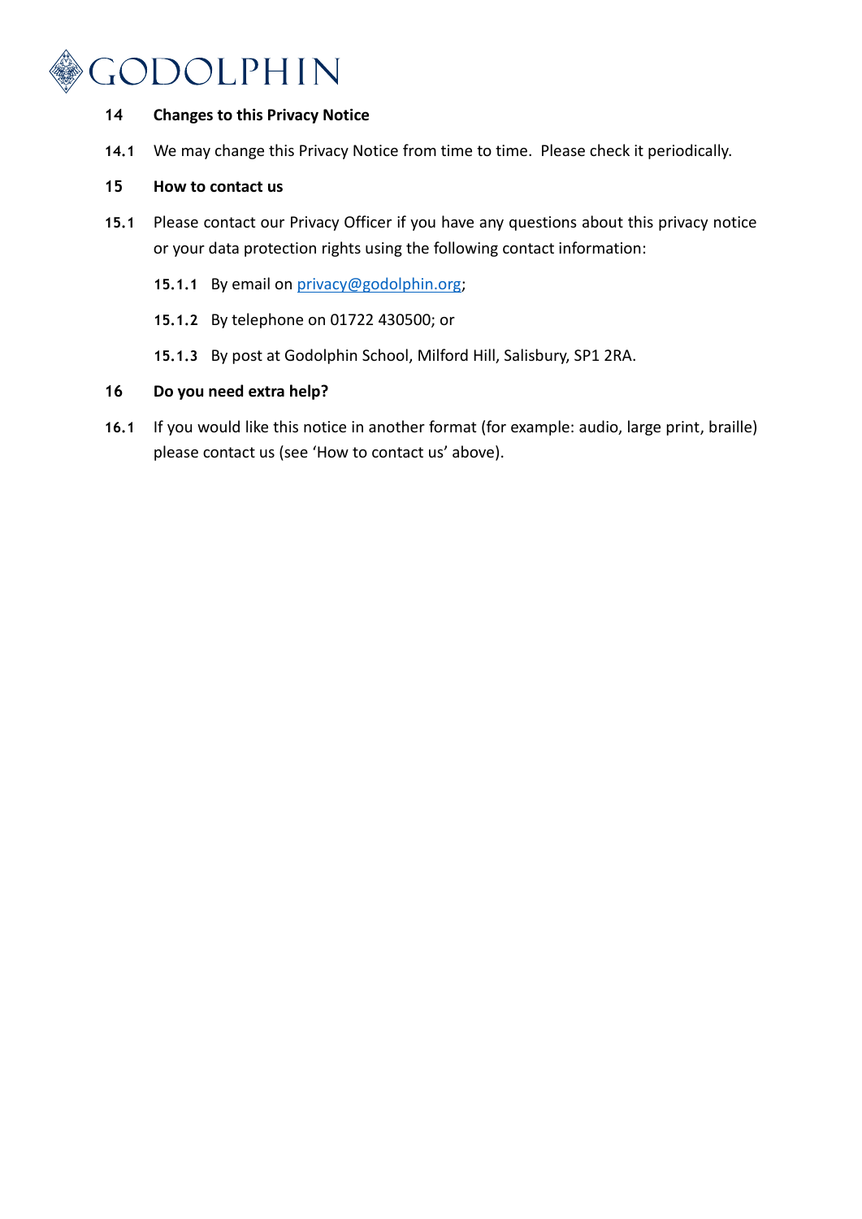## 14 Changes to this Privacy Notice

**14.1** We may change this Privacy Notice from time to time. Please check it periodically.

## 15 How to contact us

**15.1** Please contact our Privacy Officer if you have any questions about this privacy notice or your data protection rights using the following contact information:

**15.1.1** By email on privacy@godolphin.org;

**15.1.2** By telephone on 01722 430500; or

**15.1.3** By post at Godolphin School, Milford Hill, Salisbury, SP1 2RA.

## 16 Do you need extra help?

**16.1** If you would like this notice in another format (for example: audio, large print, braille) please contact us (see 'How to contact us' above).